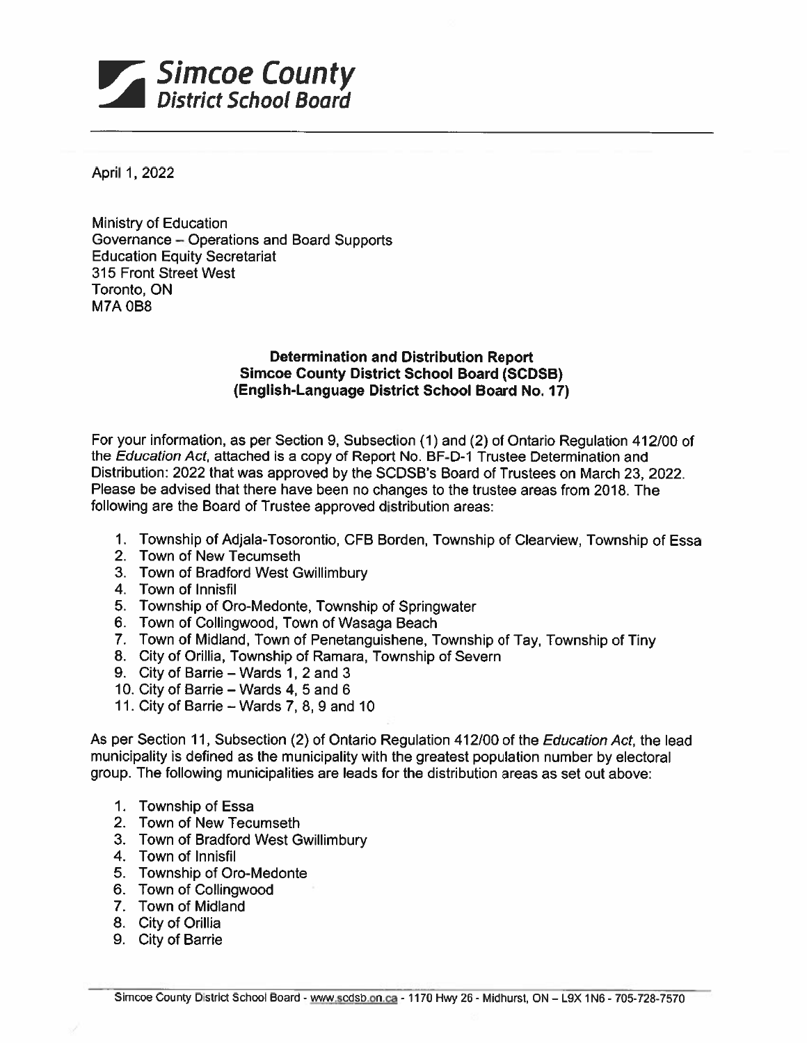**Simcoe County**
*District School Board*

April 1, 2022

Ministry of Education
Governance – Operations and Board Supports
Education Equity Secretariat
315 Front Street West
Toronto, ON
M7A 0B8

**Determination and Distribution Report**
**Simcoe County District School Board (SCDSB)**
**(English-Language District School Board No. 17)**

For your information, as per Section 9, Subsection (1) and (2) of Ontario Regulation 412/00 of the *Education Act*, attached is a copy of Report No. BF-D-1 Trustee Determination and Distribution: 2022 that was approved by the SCDSB's Board of Trustees on March 23, 2022. Please be advised that there have been no changes to the trustee areas from 2018. The following are the Board of Trustee approved distribution areas:

1. Township of Adjala-Tosorontio, CFB Borden, Township of Clearview, Township of Essa
2. Town of New Tecumseth
3. Town of Bradford West Gwillimbury
4. Town of Innisfil
5. Township of Oro-Medonte, Township of Springwater
6. Town of Collingwood, Town of Wasaga Beach
7. Town of Midland, Town of Penetanguishene, Township of Tay, Township of Tiny
8. City of Orillia, Township of Ramara, Township of Severn
9. City of Barrie – Wards 1, 2 and 3
10. City of Barrie – Wards 4, 5 and 6
11. City of Barrie – Wards 7, 8, 9 and 10

As per Section 11, Subsection (2) of Ontario Regulation 412/00 of the *Education Act*, the lead municipality is defined as the municipality with the greatest population number by electoral group. The following municipalities are leads for the distribution areas as set out above:

1. Township of Essa
2. Town of New Tecumseth
3. Town of Bradford West Gwillimbury
4. Town of Innisfil
5. Township of Oro-Medonte
6. Town of Collingwood
7. Town of Midland
8. City of Orillia
9. City of Barrie

Simcoe County District School Board - www.scdsb.on.ca - 1170 Hwy 26 - Midhurst, ON – L9X 1N6 - 705-728-7570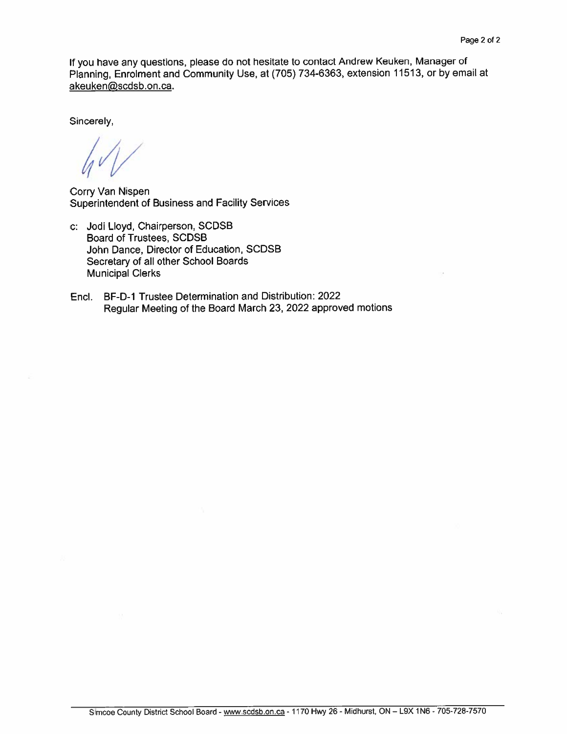If you have any questions, please do not hesitate to contact Andrew Keuken, Manager of Planning, Enrolment and Community Use, at (705) 734-6363, extension 11513, or by email at akeuken@scdsb.on.ca.

Sincerely,

Corry Van Nispen
Superintendent of Business and Facility Services

c: Jodi Lloyd, Chairperson, SCDSB
Board of Trustees, SCDSB
John Dance, Director of Education, SCDSB
Secretary of all other School Boards
Municipal Clerks

Encl. BF-D-1 Trustee Determination and Distribution: 2022
Regular Meeting of the Board March 23, 2022 approved motions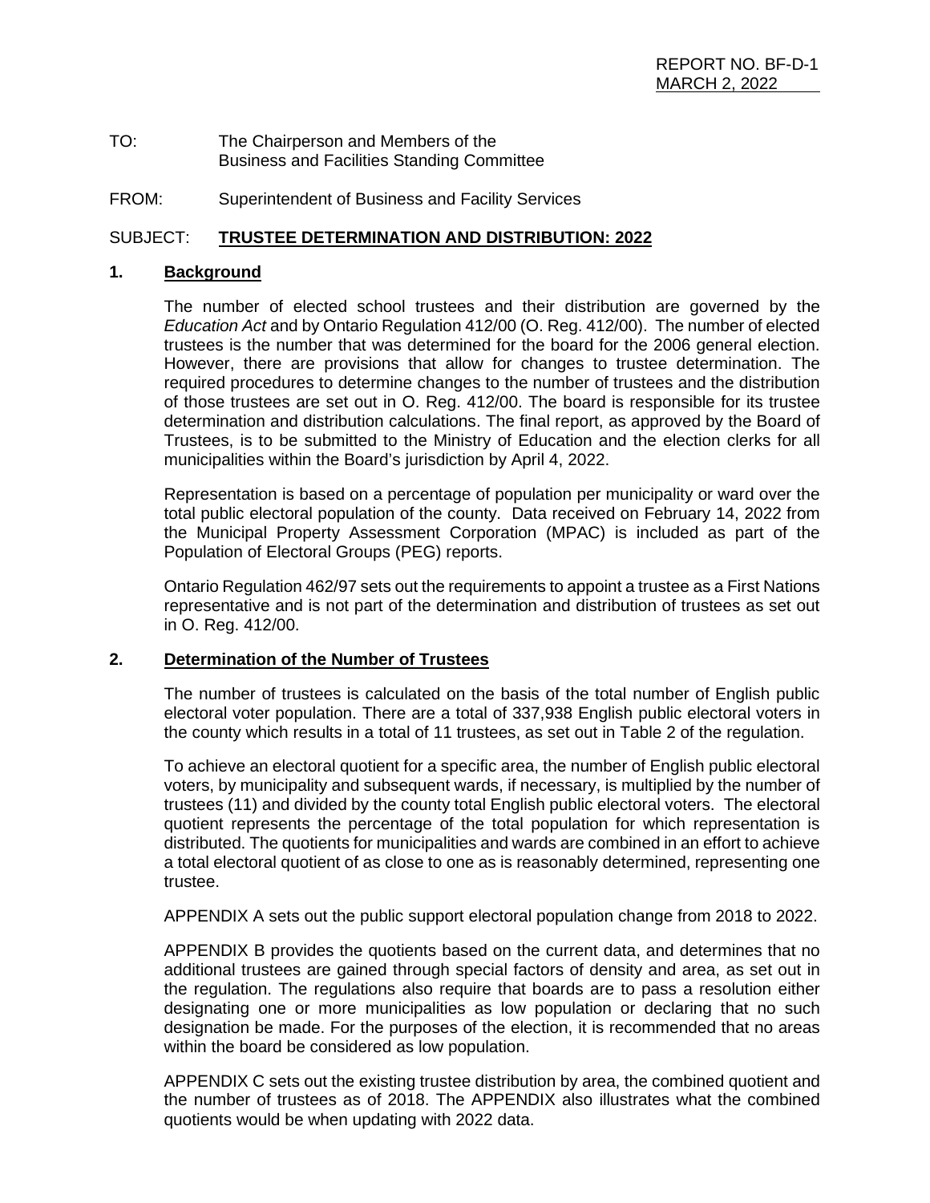REPORT NO. BF-D-1
MARCH 2, 2022

TO: The Chairperson and Members of the Business and Facilities Standing Committee

FROM: Superintendent of Business and Facility Services

SUBJECT: **TRUSTEE DETERMINATION AND DISTRIBUTION: 2022**

## 1. Background

The number of elected school trustees and their distribution are governed by the *Education Act* and by Ontario Regulation 412/00 (O. Reg. 412/00). The number of elected trustees is the number that was determined for the board for the 2006 general election. However, there are provisions that allow for changes to trustee determination. The required procedures to determine changes to the number of trustees and the distribution of those trustees are set out in O. Reg. 412/00. The board is responsible for its trustee determination and distribution calculations. The final report, as approved by the Board of Trustees, is to be submitted to the Ministry of Education and the election clerks for all municipalities within the Board's jurisdiction by April 4, 2022.

Representation is based on a percentage of population per municipality or ward over the total public electoral population of the county. Data received on February 14, 2022 from the Municipal Property Assessment Corporation (MPAC) is included as part of the Population of Electoral Groups (PEG) reports.

Ontario Regulation 462/97 sets out the requirements to appoint a trustee as a First Nations representative and is not part of the determination and distribution of trustees as set out in O. Reg. 412/00.

## 2. Determination of the Number of Trustees

The number of trustees is calculated on the basis of the total number of English public electoral voter population. There are a total of 337,938 English public electoral voters in the county which results in a total of 11 trustees, as set out in Table 2 of the regulation.

To achieve an electoral quotient for a specific area, the number of English public electoral voters, by municipality and subsequent wards, if necessary, is multiplied by the number of trustees (11) and divided by the county total English public electoral voters. The electoral quotient represents the percentage of the total population for which representation is distributed. The quotients for municipalities and wards are combined in an effort to achieve a total electoral quotient of as close to one as is reasonably determined, representing one trustee.

APPENDIX A sets out the public support electoral population change from 2018 to 2022.

APPENDIX B provides the quotients based on the current data, and determines that no additional trustees are gained through special factors of density and area, as set out in the regulation. The regulations also require that boards are to pass a resolution either designating one or more municipalities as low population or declaring that no such designation be made. For the purposes of the election, it is recommended that no areas within the board be considered as low population.

APPENDIX C sets out the existing trustee distribution by area, the combined quotient and the number of trustees as of 2018. The APPENDIX also illustrates what the combined quotients would be when updating with 2022 data.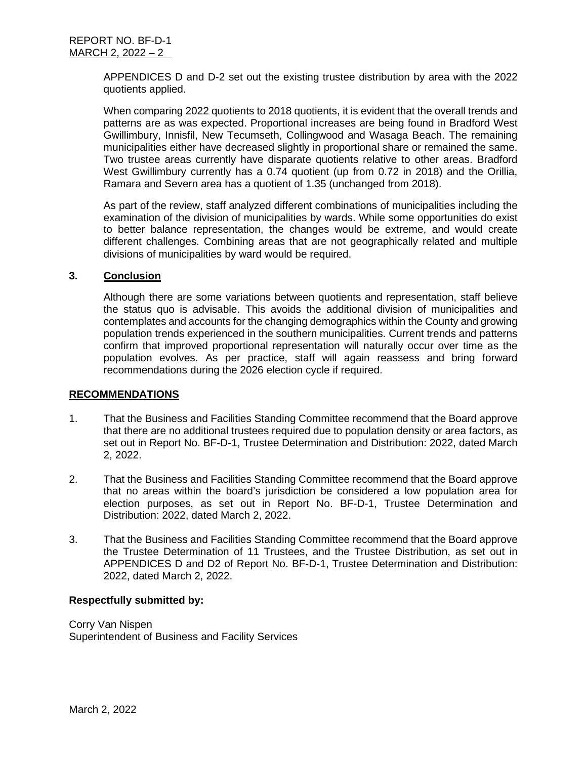APPENDICES D and D-2 set out the existing trustee distribution by area with the 2022 quotients applied.

When comparing 2022 quotients to 2018 quotients, it is evident that the overall trends and patterns are as was expected. Proportional increases are being found in Bradford West Gwillimbury, Innisfil, New Tecumseth, Collingwood and Wasaga Beach. The remaining municipalities either have decreased slightly in proportional share or remained the same. Two trustee areas currently have disparate quotients relative to other areas. Bradford West Gwillimbury currently has a 0.74 quotient (up from 0.72 in 2018) and the Orillia, Ramara and Severn area has a quotient of 1.35 (unchanged from 2018).

As part of the review, staff analyzed different combinations of municipalities including the examination of the division of municipalities by wards. While some opportunities do exist to better balance representation, the changes would be extreme, and would create different challenges. Combining areas that are not geographically related and multiple divisions of municipalities by ward would be required.

## 3. Conclusion

Although there are some variations between quotients and representation, staff believe the status quo is advisable. This avoids the additional division of municipalities and contemplates and accounts for the changing demographics within the County and growing population trends experienced in the southern municipalities. Current trends and patterns confirm that improved proportional representation will naturally occur over time as the population evolves. As per practice, staff will again reassess and bring forward recommendations during the 2026 election cycle if required.

## RECOMMENDATIONS

1. That the Business and Facilities Standing Committee recommend that the Board approve that there are no additional trustees required due to population density or area factors, as set out in Report No. BF-D-1, Trustee Determination and Distribution: 2022, dated March 2, 2022.

2. That the Business and Facilities Standing Committee recommend that the Board approve that no areas within the board's jurisdiction be considered a low population area for election purposes, as set out in Report No. BF-D-1, Trustee Determination and Distribution: 2022, dated March 2, 2022.

3. That the Business and Facilities Standing Committee recommend that the Board approve the Trustee Determination of 11 Trustees, and the Trustee Distribution, as set out in APPENDICES D and D2 of Report No. BF-D-1, Trustee Determination and Distribution: 2022, dated March 2, 2022.

**Respectfully submitted by:**

Corry Van Nispen
Superintendent of Business and Facility Services

March 2, 2022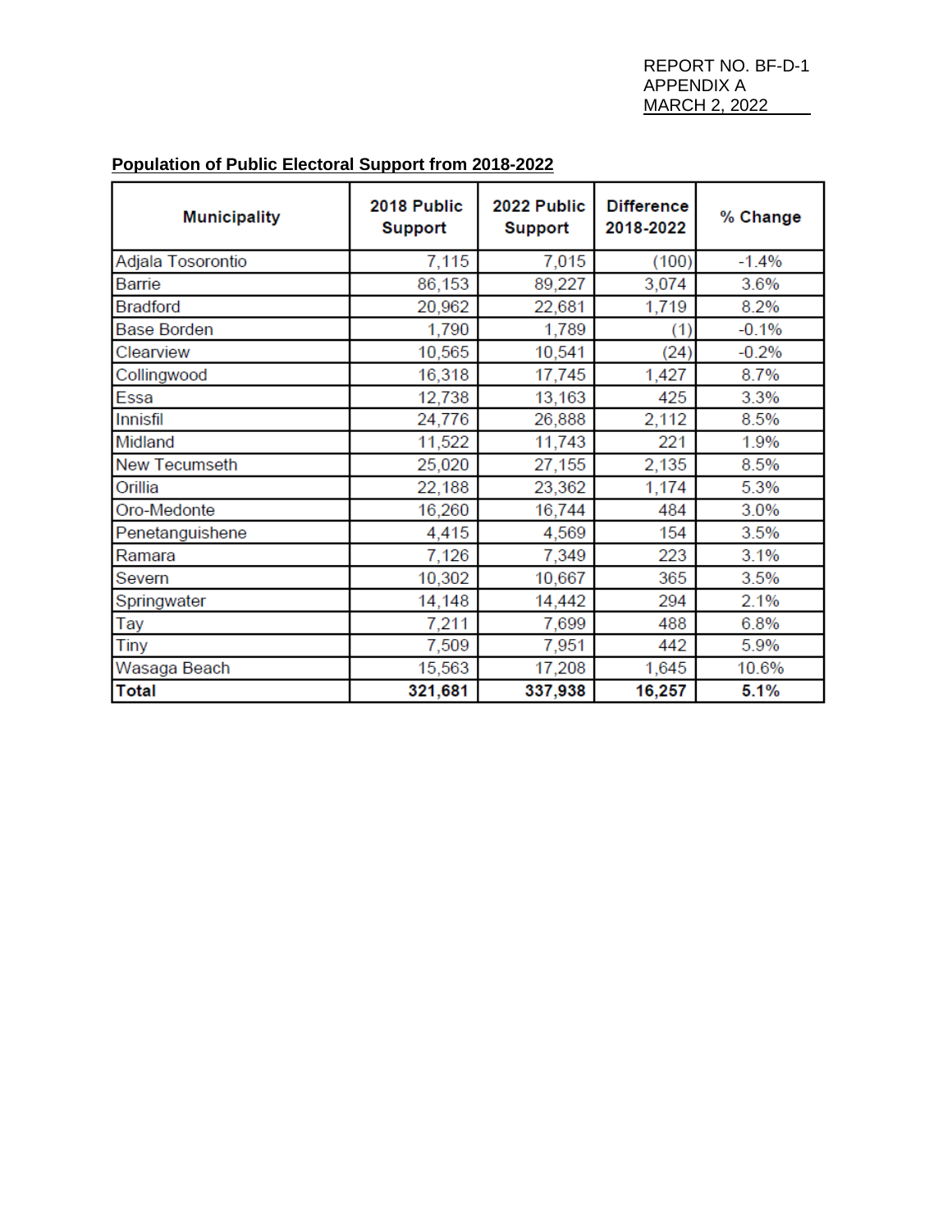REPORT NO. BF-D-1
APPENDIX A
MARCH 2, 2022

**Population of Public Electoral Support from 2018-2022**

| Municipality | 2018 Public Support | 2022 Public Support | Difference 2018-2022 | % Change |
|---|---|---|---|---|
| Adjala Tosorontio | 7,115 | 7,015 | (100) | -1.4% |
| Barrie | 86,153 | 89,227 | 3,074 | 3.6% |
| Bradford | 20,962 | 22,681 | 1,719 | 8.2% |
| Base Borden | 1,790 | 1,789 | (1) | -0.1% |
| Clearview | 10,565 | 10,541 | (24) | -0.2% |
| Collingwood | 16,318 | 17,745 | 1,427 | 8.7% |
| Essa | 12,738 | 13,163 | 425 | 3.3% |
| Innisfil | 24,776 | 26,888 | 2,112 | 8.5% |
| Midland | 11,522 | 11,743 | 221 | 1.9% |
| New Tecumseth | 25,020 | 27,155 | 2,135 | 8.5% |
| Orillia | 22,188 | 23,362 | 1,174 | 5.3% |
| Oro-Medonte | 16,260 | 16,744 | 484 | 3.0% |
| Penetanguishene | 4,415 | 4,569 | 154 | 3.5% |
| Ramara | 7,126 | 7,349 | 223 | 3.1% |
| Severn | 10,302 | 10,667 | 365 | 3.5% |
| Springwater | 14,148 | 14,442 | 294 | 2.1% |
| Tay | 7,211 | 7,699 | 488 | 6.8% |
| Tiny | 7,509 | 7,951 | 442 | 5.9% |
| Wasaga Beach | 15,563 | 17,208 | 1,645 | 10.6% |
| **Total** | **321,681** | **337,938** | **16,257** | **5.1%** |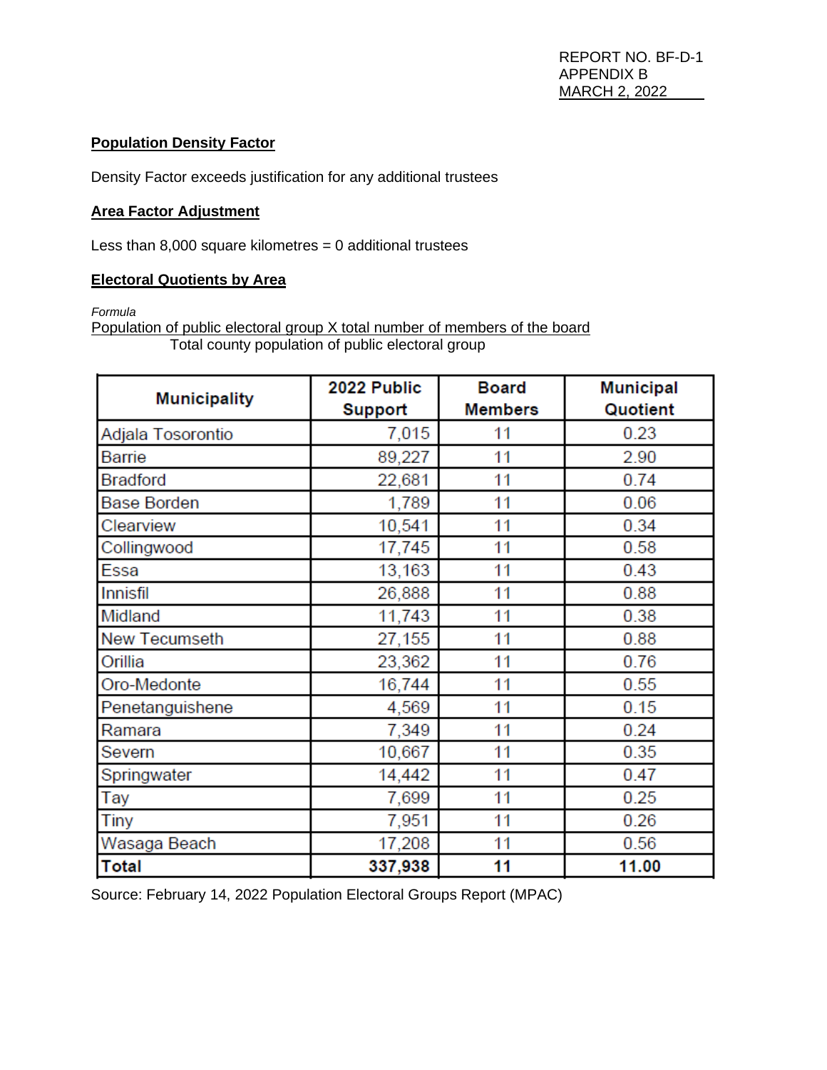REPORT NO. BF-D-1
APPENDIX B
MARCH 2, 2022

**Population Density Factor**

Density Factor exceeds justification for any additional trustees

**Area Factor Adjustment**

Less than 8,000 square kilometres = 0 additional trustees

**Electoral Quotients by Area**

*Formula*

$$\frac{\text{Population of public electoral group} \times \text{total number of members of the board}}{\text{Total county population of public electoral group}}$$

| Municipality | 2022 Public Support | Board Members | Municipal Quotient |
|---|---|---|---|
| Adjala Tosorontio | 7,015 | 11 | 0.23 |
| Barrie | 89,227 | 11 | 2.90 |
| Bradford | 22,681 | 11 | 0.74 |
| Base Borden | 1,789 | 11 | 0.06 |
| Clearview | 10,541 | 11 | 0.34 |
| Collingwood | 17,745 | 11 | 0.58 |
| Essa | 13,163 | 11 | 0.43 |
| Innisfil | 26,888 | 11 | 0.88 |
| Midland | 11,743 | 11 | 0.38 |
| New Tecumseth | 27,155 | 11 | 0.88 |
| Orillia | 23,362 | 11 | 0.76 |
| Oro-Medonte | 16,744 | 11 | 0.55 |
| Penetanguishene | 4,569 | 11 | 0.15 |
| Ramara | 7,349 | 11 | 0.24 |
| Severn | 10,667 | 11 | 0.35 |
| Springwater | 14,442 | 11 | 0.47 |
| Tay | 7,699 | 11 | 0.25 |
| Tiny | 7,951 | 11 | 0.26 |
| Wasaga Beach | 17,208 | 11 | 0.56 |
| **Total** | **337,938** | **11** | **11.00** |

Source: February 14, 2022 Population Electoral Groups Report (MPAC)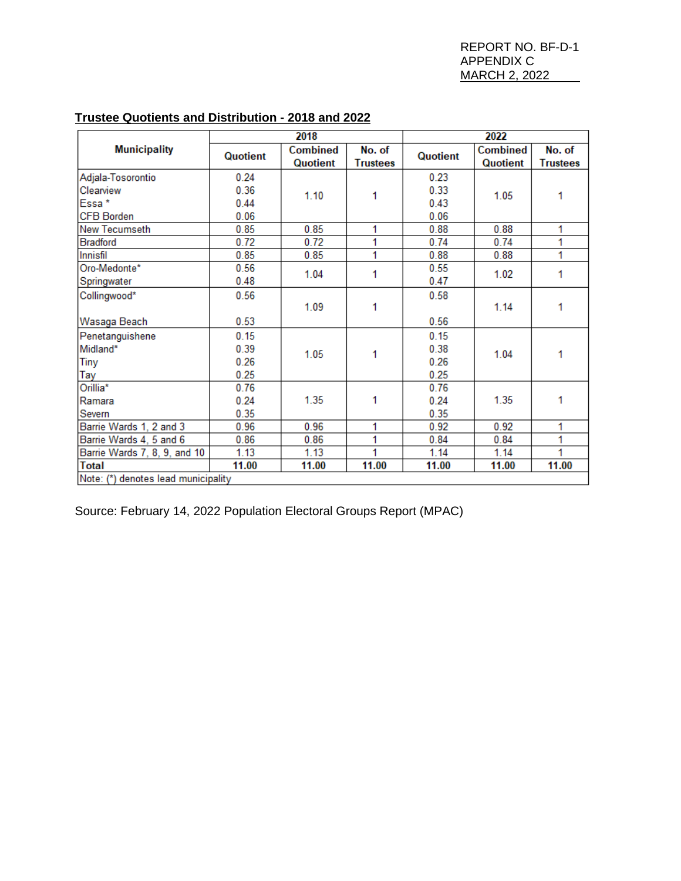REPORT NO. BF-D-1
APPENDIX C
MARCH 2, 2022

**Trustee Quotients and Distribution - 2018 and 2022**

| Municipality | 2018 | | | 2022 | | |
|---|---|---|---|---|---|---|
| | Quotient | Combined Quotient | No. of Trustees | Quotient | Combined Quotient | No. of Trustees |
| Adjala-Tosorontio | 0.24 | 1.10 | 1 | 0.23 | 1.05 | 1 |
| Clearview | 0.36 | | | 0.33 | | |
| Essa * | 0.44 | | | 0.43 | | |
| CFB Borden | 0.06 | | | 0.06 | | |
| New Tecumseth | 0.85 | 0.85 | 1 | 0.88 | 0.88 | 1 |
| Bradford | 0.72 | 0.72 | 1 | 0.74 | 0.74 | 1 |
| Innisfil | 0.85 | 0.85 | 1 | 0.88 | 0.88 | 1 |
| Oro-Medonte* | 0.56 | 1.04 | 1 | 0.55 | 1.02 | 1 |
| Springwater | 0.48 | | | 0.47 | | |
| Collingwood* | 0.56 | 1.09 | 1 | 0.58 | 1.14 | 1 |
| Wasaga Beach | 0.53 | | | 0.56 | | |
| Penetanguishene | 0.15 | 1.05 | 1 | 0.15 | 1.04 | 1 |
| Midland* | 0.39 | | | 0.38 | | |
| Tiny | 0.26 | | | 0.26 | | |
| Tay | 0.25 | | | 0.25 | | |
| Orillia* | 0.76 | 1.35 | 1 | 0.76 | 1.35 | 1 |
| Ramara | 0.24 | | | 0.24 | | |
| Severn | 0.35 | | | 0.35 | | |
| Barrie Wards 1, 2 and 3 | 0.96 | 0.96 | 1 | 0.92 | 0.92 | 1 |
| Barrie Wards 4, 5 and 6 | 0.86 | 0.86 | 1 | 0.84 | 0.84 | 1 |
| Barrie Wards 7, 8, 9, and 10 | 1.13 | 1.13 | 1 | 1.14 | 1.14 | 1 |
| **Total** | **11.00** | **11.00** | **11.00** | **11.00** | **11.00** | **11.00** |

Note: (*) denotes lead municipality

Source: February 14, 2022 Population Electoral Groups Report (MPAC)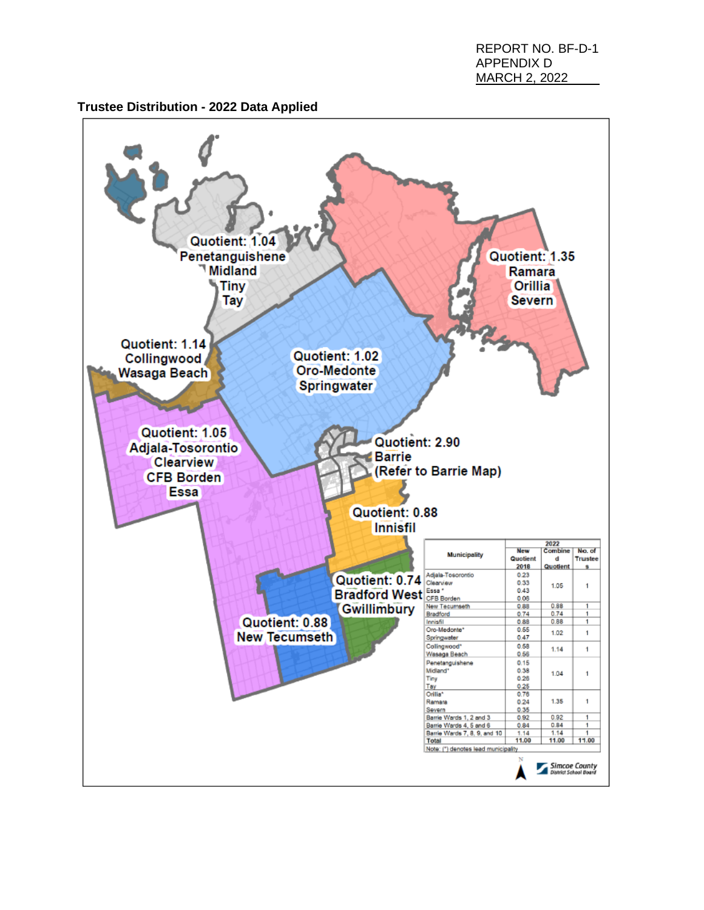REPORT NO. BF-D-1
APPENDIX D
MARCH 2, 2022

**Trustee Distribution - 2022 Data Applied**

Quotient: 1.04
Penetanguishene
Midland
Tiny
Tay

Quotient: 1.35
Ramara
Orillia
Severn

Quotient: 1.14
Collingwood
Wasaga Beach

Quotient: 1.02
Oro-Medonte
Springwater

Quotient: 1.05
Adjala-Tosorontio
Clearview
CFB Borden
Essa

Quotient: 2.90
Barrie
(Refer to Barrie Map)

Quotient: 0.88
Innisfil

Quotient: 0.74
Bradford West
Gwillimbury

Quotient: 0.88
New Tecumseth

| Municipality | New Quotient 2018 | 2022 Combined Quotient | No. of Trustees |
|---|---|---|---|
| Adjala-Tosorontio | 0.23 | 1.05 | 1 |
| Clearview | 0.33 | | |
| Essa * | 0.43 | | |
| CFB Borden | 0.06 | | |
| New Tecumseth | 0.88 | 0.88 | 1 |
| Bradford | 0.74 | 0.74 | 1 |
| Innisfil | 0.88 | 0.88 | 1 |
| Oro-Medonte* | 0.55 | 1.02 | 1 |
| Springwater | 0.47 | | |
| Collingwood* | 0.58 | 1.14 | 1 |
| Wasaga Beach | 0.56 | | |
| Penetanguishene | 0.15 | 1.04 | 1 |
| Midland* | 0.38 | | |
| Tiny | 0.26 | | |
| Tay | 0.25 | | |
| Orillia* | 0.76 | 1.35 | 1 |
| Ramara | 0.24 | | |
| Severn | 0.35 | | |
| Barrie Wards 1, 2 and 3 | 0.92 | 0.92 | 1 |
| Barrie Wards 4, 5 and 6 | 0.84 | 0.84 | 1 |
| Barrie Wards 7, 8, 9, and 10 | 1.14 | 1.14 | 1 |
| Total | 11.00 | 11.00 | 11.00 |

Note: (*) denotes lead municipality

Simcoe County District School Board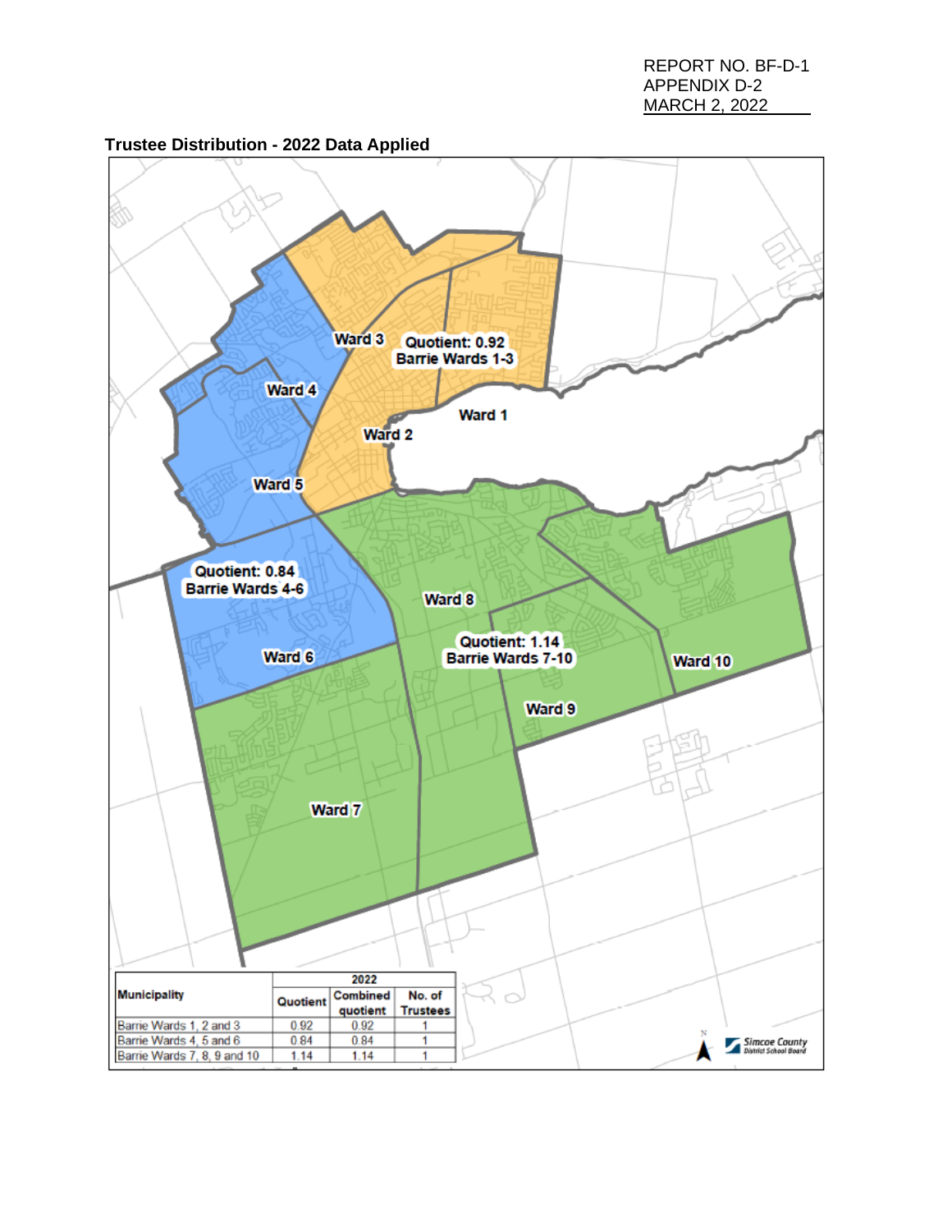REPORT NO. BF-D-1
APPENDIX D-2
MARCH 2, 2022

**Trustee Distribution - 2022 Data Applied**

Ward 3 | Quotient: 0.92 Barrie Wards 1-3 | Ward 4 | Ward 1 | Ward 2 | Ward 5 | Quotient: 0.84 Barrie Wards 4-6 | Ward 8 | Quotient: 1.14 Barrie Wards 7-10 | Ward 6 | Ward 10 | Ward 9 | Ward 7

| Municipality | 2022 | | |
|---|---|---|---|
| | Quotient | Combined quotient | No. of Trustees |
| Barrie Wards 1, 2 and 3 | 0.92 | 0.92 | 1 |
| Barrie Wards 4, 5 and 6 | 0.84 | 0.84 | 1 |
| Barrie Wards 7, 8, 9 and 10 | 1.14 | 1.14 | 1 |

Simcoe County District School Board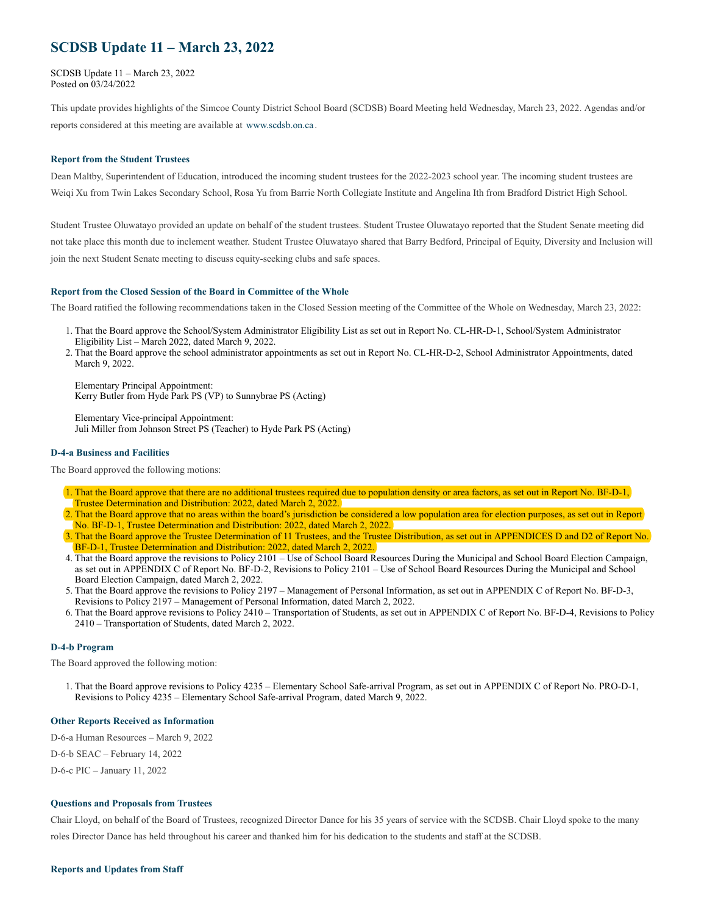# SCDSB Update 11 – March 23, 2022

SCDSB Update 11 – March 23, 2022
Posted on 03/24/2022

This update provides highlights of the Simcoe County District School Board (SCDSB) Board Meeting held Wednesday, March 23, 2022. Agendas and/or reports considered at this meeting are available at www.scdsb.on.ca.

### Report from the Student Trustees

Dean Maltby, Superintendent of Education, introduced the incoming student trustees for the 2022-2023 school year. The incoming student trustees are Weiqi Xu from Twin Lakes Secondary School, Rosa Yu from Barrie North Collegiate Institute and Angelina Ith from Bradford District High School.

Student Trustee Oluwatayo provided an update on behalf of the student trustees. Student Trustee Oluwatayo reported that the Student Senate meeting did not take place this month due to inclement weather. Student Trustee Oluwatayo shared that Barry Bedford, Principal of Equity, Diversity and Inclusion will join the next Student Senate meeting to discuss equity-seeking clubs and safe spaces.

### Report from the Closed Session of the Board in Committee of the Whole

The Board ratified the following recommendations taken in the Closed Session meeting of the Committee of the Whole on Wednesday, March 23, 2022:

1. That the Board approve the School/System Administrator Eligibility List as set out in Report No. CL-HR-D-1, School/System Administrator Eligibility List – March 2022, dated March 9, 2022.
2. That the Board approve the school administrator appointments as set out in Report No. CL-HR-D-2, School Administrator Appointments, dated March 9, 2022.

   Elementary Principal Appointment:
   Kerry Butler from Hyde Park PS (VP) to Sunnybrae PS (Acting)

   Elementary Vice-principal Appointment:
   Juli Miller from Johnson Street PS (Teacher) to Hyde Park PS (Acting)

### D-4-a Business and Facilities

The Board approved the following motions:

1. That the Board approve that there are no additional trustees required due to population density or area factors, as set out in Report No. BF-D-1, Trustee Determination and Distribution: 2022, dated March 2, 2022.
2. That the Board approve that no areas within the board's jurisdiction be considered a low population area for election purposes, as set out in Report No. BF-D-1, Trustee Determination and Distribution: 2022, dated March 2, 2022.
3. That the Board approve the Trustee Determination of 11 Trustees, and the Trustee Distribution, as set out in APPENDICES D and D2 of Report No. BF-D-1, Trustee Determination and Distribution: 2022, dated March 2, 2022.
4. That the Board approve the revisions to Policy 2101 – Use of School Board Resources During the Municipal and School Board Election Campaign, as set out in APPENDIX C of Report No. BF-D-2, Revisions to Policy 2101 – Use of School Board Resources During the Municipal and School Board Election Campaign, dated March 2, 2022.
5. That the Board approve the revisions to Policy 2197 – Management of Personal Information, as set out in APPENDIX C of Report No. BF-D-3, Revisions to Policy 2197 – Management of Personal Information, dated March 2, 2022.
6. That the Board approve revisions to Policy 2410 – Transportation of Students, as set out in APPENDIX C of Report No. BF-D-4, Revisions to Policy 2410 – Transportation of Students, dated March 2, 2022.

### D-4-b Program

The Board approved the following motion:

1. That the Board approve revisions to Policy 4235 – Elementary School Safe-arrival Program, as set out in APPENDIX C of Report No. PRO-D-1, Revisions to Policy 4235 – Elementary School Safe-arrival Program, dated March 9, 2022.

### Other Reports Received as Information

D-6-a Human Resources – March 9, 2022

D-6-b SEAC – February 14, 2022

D-6-c PIC – January 11, 2022

### Questions and Proposals from Trustees

Chair Lloyd, on behalf of the Board of Trustees, recognized Director Dance for his 35 years of service with the SCDSB. Chair Lloyd spoke to the many roles Director Dance has held throughout his career and thanked him for his dedication to the students and staff at the SCDSB.

### Reports and Updates from Staff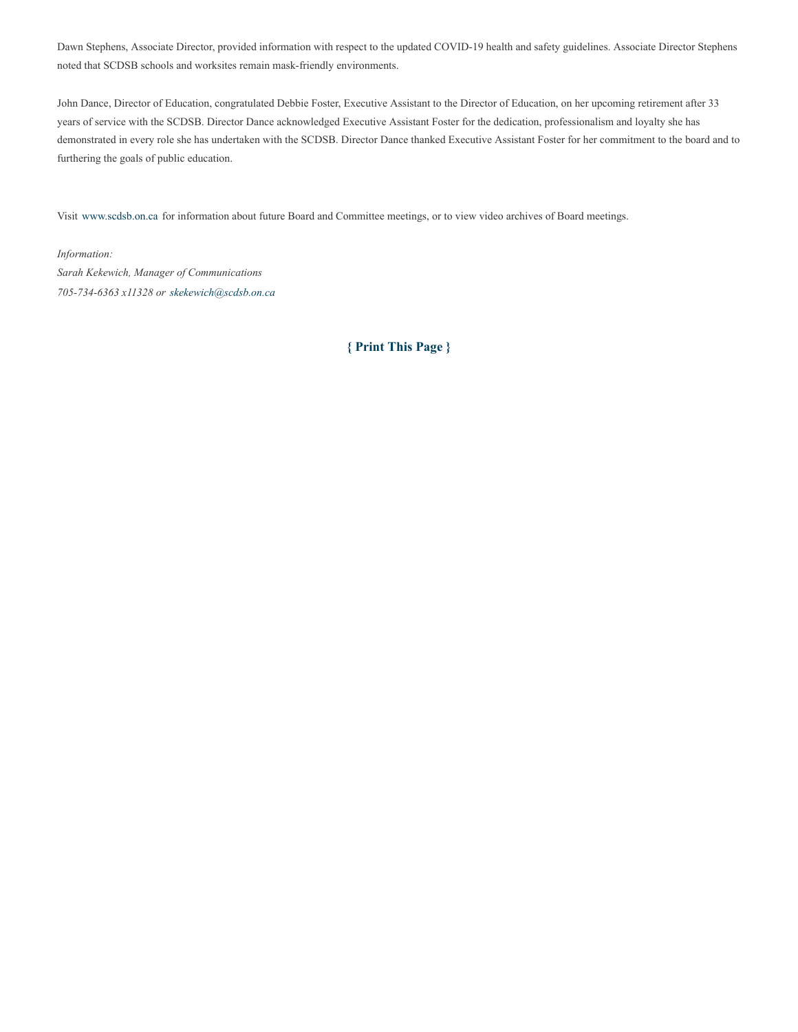Dawn Stephens, Associate Director, provided information with respect to the updated COVID-19 health and safety guidelines. Associate Director Stephens noted that SCDSB schools and worksites remain mask-friendly environments.

John Dance, Director of Education, congratulated Debbie Foster, Executive Assistant to the Director of Education, on her upcoming retirement after 33 years of service with the SCDSB. Director Dance acknowledged Executive Assistant Foster for the dedication, professionalism and loyalty she has demonstrated in every role she has undertaken with the SCDSB. Director Dance thanked Executive Assistant Foster for her commitment to the board and to furthering the goals of public education.

Visit www.scdsb.on.ca for information about future Board and Committee meetings, or to view video archives of Board meetings.

*Information:*
*Sarah Kekewich, Manager of Communications*
*705-734-6363 x11328 or skekewich@scdsb.on.ca*

**{ Print This Page }**